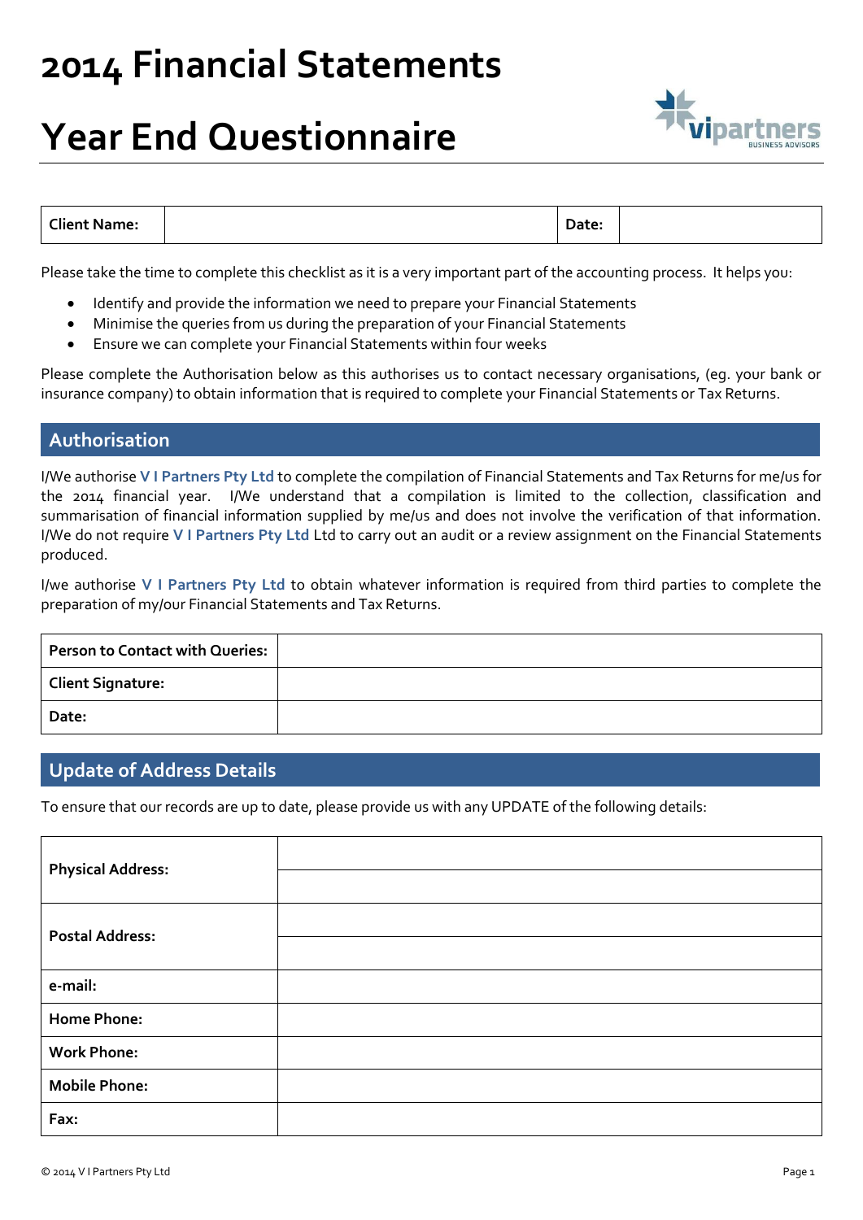# 2014 Financial Statements

# Year End Questionnaire

| Client Name: | | Date: | |
|---|---|---|---|

Please take the time to complete this checklist as it is a very important part of the accounting process. It helps you:

- Identify and provide the information we need to prepare your Financial Statements
- Minimise the queries from us during the preparation of your Financial Statements
- Ensure we can complete your Financial Statements within four weeks

Please complete the Authorisation below as this authorises us to contact necessary organisations, (eg. your bank or insurance company) to obtain information that is required to complete your Financial Statements or Tax Returns.

## Authorisation

I/We authorise **V I Partners Pty Ltd** to complete the compilation of Financial Statements and Tax Returns for me/us for the 2014 financial year. I/We understand that a compilation is limited to the collection, classification and summarisation of financial information supplied by me/us and does not involve the verification of that information. I/We do not require **V I Partners Pty Ltd** Ltd to carry out an audit or a review assignment on the Financial Statements produced.

I/we authorise **V I Partners Pty Ltd** to obtain whatever information is required from third parties to complete the preparation of my/our Financial Statements and Tax Returns.

| Person to Contact with Queries: | |
|---|---|
| Client Signature: | |
| Date: | |

## Update of Address Details

To ensure that our records are up to date, please provide us with any UPDATE of the following details:

| Physical Address: | |
|---|---|
| | |
| Postal Address: | |
| | |
| e-mail: | |
| Home Phone: | |
| Work Phone: | |
| Mobile Phone: | |
| Fax: | |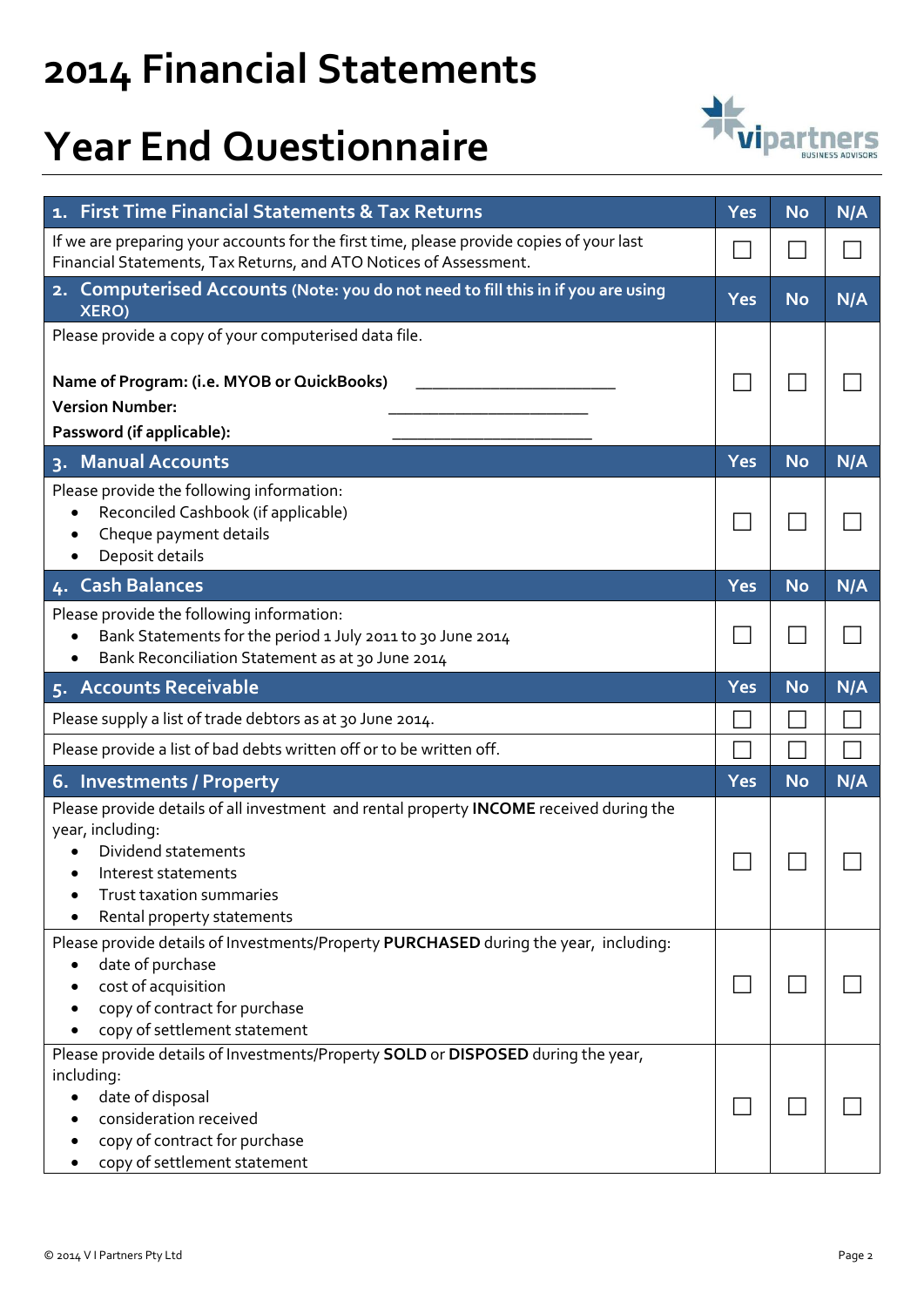# 2014 Financial Statements

# Year End Questionnaire

| 1. First Time Financial Statements & Tax Returns | Yes | No | N/A |
|---|---|---|---|
| If we are preparing your accounts for the first time, please provide copies of your last Financial Statements, Tax Returns, and ATO Notices of Assessment. | ☐ | ☐ | ☐ |
| **2. Computerised Accounts (Note: you do not need to fill this in if you are using XERO)** | **Yes** | **No** | **N/A** |
| Please provide a copy of your computerised data file.<br><br>**Name of Program: (i.e. MYOB or QuickBooks)** \_\_\_\_\_\_\_\_\_\_\_\_\_\_\_\_\_\_\_\_\_\_<br>**Version Number:** \_\_\_\_\_\_\_\_\_\_\_\_\_\_\_\_\_\_\_\_\_\_<br>**Password (if applicable):** \_\_\_\_\_\_\_\_\_\_\_\_\_\_\_\_\_\_\_\_\_\_ | ☐ | ☐ | ☐ |
| **3. Manual Accounts** | **Yes** | **No** | **N/A** |
| Please provide the following information:<br>• Reconciled Cashbook (if applicable)<br>• Cheque payment details<br>• Deposit details | ☐ | ☐ | ☐ |
| **4. Cash Balances** | **Yes** | **No** | **N/A** |
| Please provide the following information:<br>• Bank Statements for the period 1 July 2011 to 30 June 2014<br>• Bank Reconciliation Statement as at 30 June 2014 | ☐ | ☐ | ☐ |
| **5. Accounts Receivable** | **Yes** | **No** | **N/A** |
| Please supply a list of trade debtors as at 30 June 2014. | ☐ | ☐ | ☐ |
| Please provide a list of bad debts written off or to be written off. | ☐ | ☐ | ☐ |
| **6. Investments / Property** | **Yes** | **No** | **N/A** |
| Please provide details of all investment and rental property **INCOME** received during the year, including:<br>• Dividend statements<br>• Interest statements<br>• Trust taxation summaries<br>• Rental property statements | ☐ | ☐ | ☐ |
| Please provide details of Investments/Property **PURCHASED** during the year, including:<br>• date of purchase<br>• cost of acquisition<br>• copy of contract for purchase<br>• copy of settlement statement | ☐ | ☐ | ☐ |
| Please provide details of Investments/Property **SOLD** or **DISPOSED** during the year, including:<br>• date of disposal<br>• consideration received<br>• copy of contract for purchase<br>• copy of settlement statement | ☐ | ☐ | ☐ |

© 2014 V I Partners Pty Ltd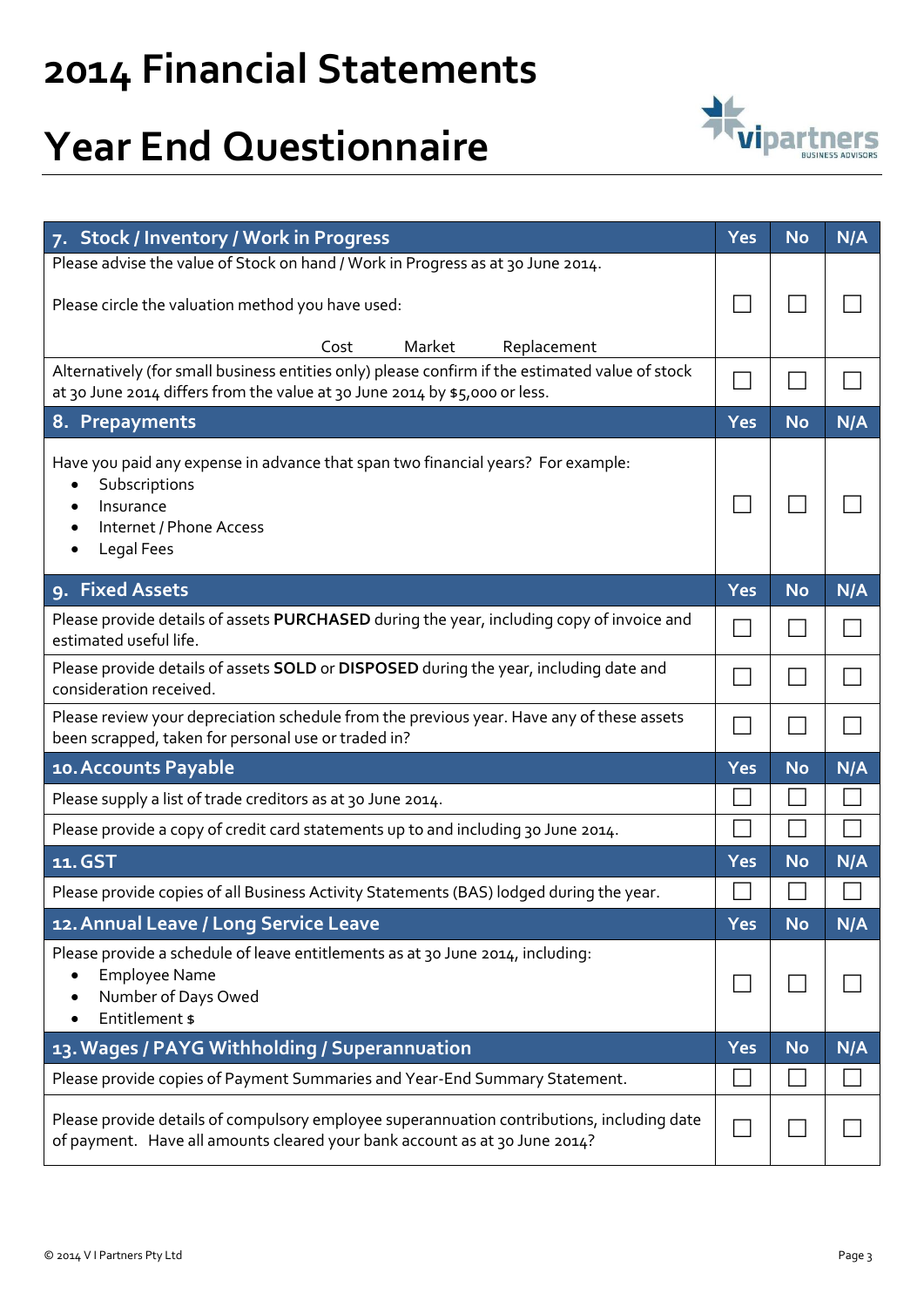# 2014 Financial Statements

# Year End Questionnaire

| 7. Stock / Inventory / Work in Progress | Yes | No | N/A |
|---|---|---|---|
| Please advise the value of Stock on hand / Work in Progress as at 30 June 2014.<br><br>Please circle the valuation method you have used:<br><br>Cost Market Replacement | ☐ | ☐ | ☐ |
| Alternatively (for small business entities only) please confirm if the estimated value of stock at 30 June 2014 differs from the value at 30 June 2014 by $5,000 or less. | ☐ | ☐ | ☐ |
| **8. Prepayments** | **Yes** | **No** | **N/A** |
| Have you paid any expense in advance that span two financial years? For example:<br>• Subscriptions<br>• Insurance<br>• Internet / Phone Access<br>• Legal Fees | ☐ | ☐ | ☐ |
| **9. Fixed Assets** | **Yes** | **No** | **N/A** |
| Please provide details of assets **PURCHASED** during the year, including copy of invoice and estimated useful life. | ☐ | ☐ | ☐ |
| Please provide details of assets **SOLD** or **DISPOSED** during the year, including date and consideration received. | ☐ | ☐ | ☐ |
| Please review your depreciation schedule from the previous year. Have any of these assets been scrapped, taken for personal use or traded in? | ☐ | ☐ | ☐ |
| **10. Accounts Payable** | **Yes** | **No** | **N/A** |
| Please supply a list of trade creditors as at 30 June 2014. | ☐ | ☐ | ☐ |
| Please provide a copy of credit card statements up to and including 30 June 2014. | ☐ | ☐ | ☐ |
| **11. GST** | **Yes** | **No** | **N/A** |
| Please provide copies of all Business Activity Statements (BAS) lodged during the year. | ☐ | ☐ | ☐ |
| **12. Annual Leave / Long Service Leave** | **Yes** | **No** | **N/A** |
| Please provide a schedule of leave entitlements as at 30 June 2014, including:<br>• Employee Name<br>• Number of Days Owed<br>• Entitlement $ | ☐ | ☐ | ☐ |
| **13. Wages / PAYG Withholding / Superannuation** | **Yes** | **No** | **N/A** |
| Please provide copies of Payment Summaries and Year-End Summary Statement. | ☐ | ☐ | ☐ |
| Please provide details of compulsory employee superannuation contributions, including date of payment. Have all amounts cleared your bank account as at 30 June 2014? | ☐ | ☐ | ☐ |

© 2014 V I Partners Pty Ltd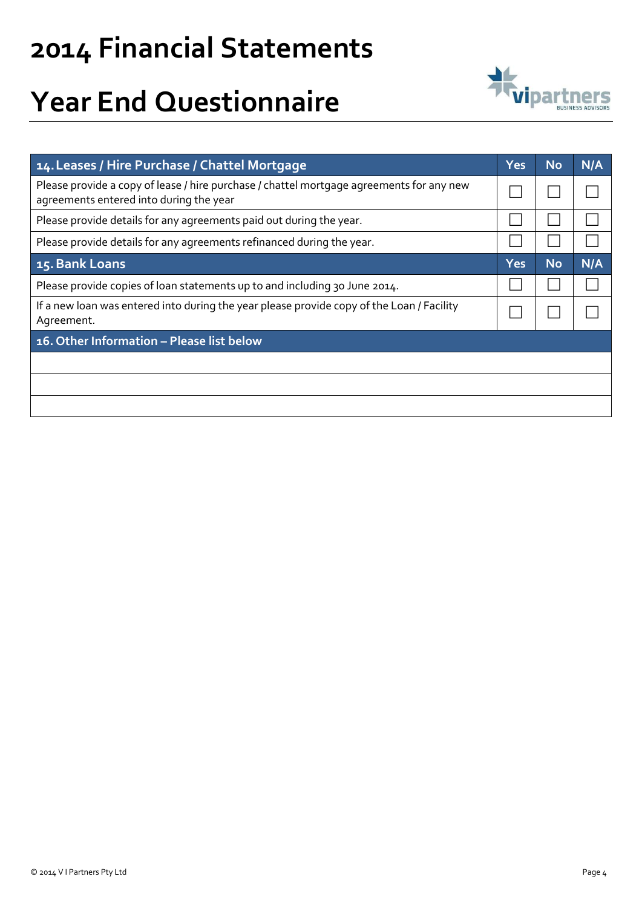# 2014 Financial Statements

# Year End Questionnaire

| 14. Leases / Hire Purchase / Chattel Mortgage | Yes | No | N/A |
|---|---|---|---|
| Please provide a copy of lease / hire purchase / chattel mortgage agreements for any new agreements entered into during the year | ☐ | ☐ | ☐ |
| Please provide details for any agreements paid out during the year. | ☐ | ☐ | ☐ |
| Please provide details for any agreements refinanced during the year. | ☐ | ☐ | ☐ |
| **15. Bank Loans** | **Yes** | **No** | **N/A** |
| Please provide copies of loan statements up to and including 30 June 2014. | ☐ | ☐ | ☐ |
| If a new loan was entered into during the year please provide copy of the Loan / Facility Agreement. | ☐ | ☐ | ☐ |

| 16. Other Information – Please list below |
|---|
| |
| |
| |

© 2014 V I Partners Pty Ltd